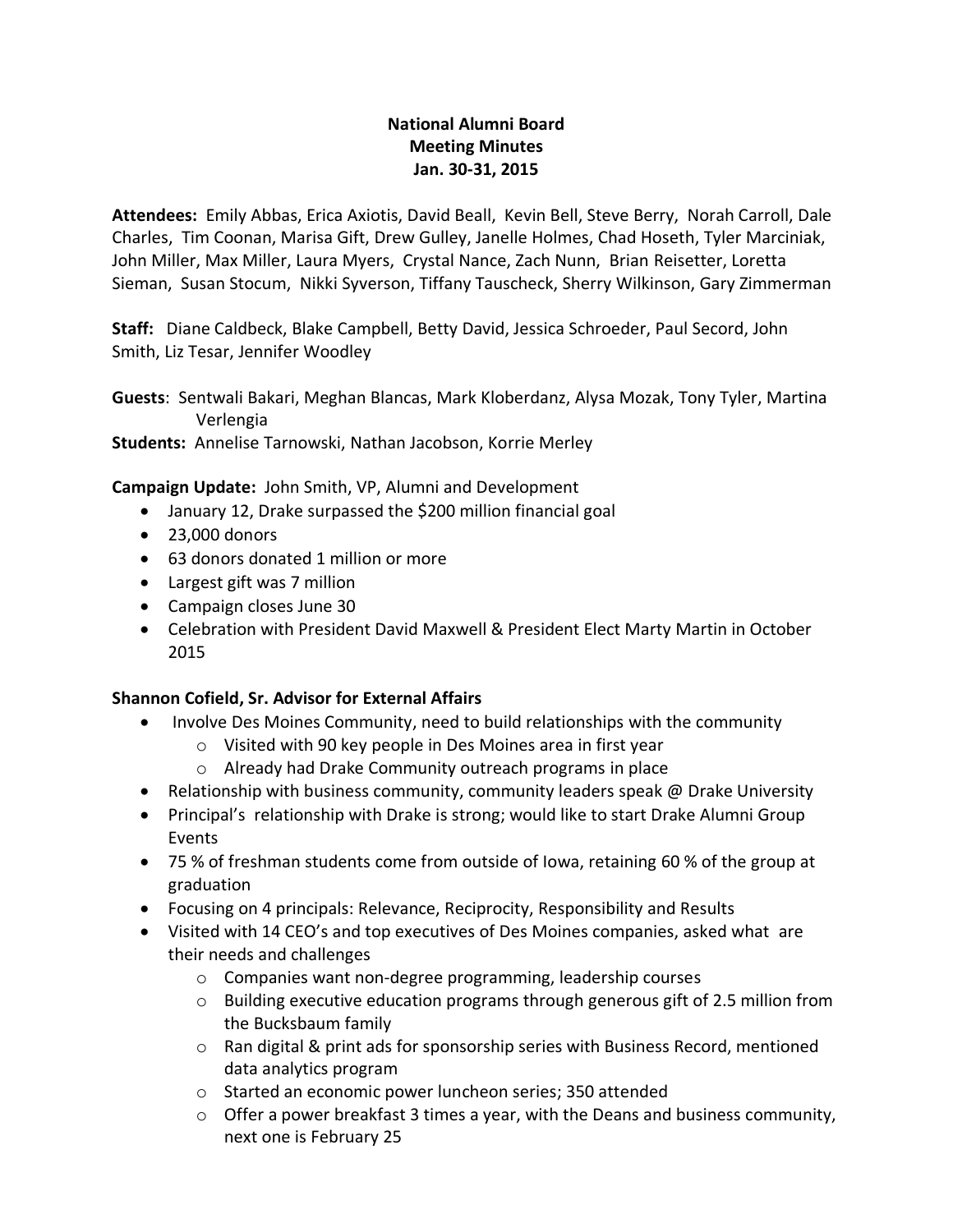# National Alumni Board
## Meeting Minutes
## Jan. 30-31, 2015

**Attendees:** Emily Abbas, Erica Axiotis, David Beall, Kevin Bell, Steve Berry, Norah Carroll, Dale Charles, Tim Coonan, Marisa Gift, Drew Gulley, Janelle Holmes, Chad Hoseth, Tyler Marciniak, John Miller, Max Miller, Laura Myers, Crystal Nance, Zach Nunn, Brian Reisetter, Loretta Sieman, Susan Stocum, Nikki Syverson, Tiffany Tauscheck, Sherry Wilkinson, Gary Zimmerman

**Staff:** Diane Caldbeck, Blake Campbell, Betty David, Jessica Schroeder, Paul Secord, John Smith, Liz Tesar, Jennifer Woodley

**Guests**: Sentwali Bakari, Meghan Blancas, Mark Kloberdanz, Alysa Mozak, Tony Tyler, Martina Verlengia

**Students:** Annelise Tarnowski, Nathan Jacobson, Korrie Merley

**Campaign Update:** John Smith, VP, Alumni and Development

- January 12, Drake surpassed the $200 million financial goal
- 23,000 donors
- 63 donors donated 1 million or more
- Largest gift was 7 million
- Campaign closes June 30
- Celebration with President David Maxwell & President Elect Marty Martin in October 2015

**Shannon Cofield, Sr. Advisor for External Affairs**

- Involve Des Moines Community, need to build relationships with the community
  - Visited with 90 key people in Des Moines area in first year
  - Already had Drake Community outreach programs in place
- Relationship with business community, community leaders speak @ Drake University
- Principal's relationship with Drake is strong; would like to start Drake Alumni Group Events
- 75 % of freshman students come from outside of Iowa, retaining 60 % of the group at graduation
- Focusing on 4 principals: Relevance, Reciprocity, Responsibility and Results
- Visited with 14 CEO's and top executives of Des Moines companies, asked what are their needs and challenges
  - Companies want non-degree programming, leadership courses
  - Building executive education programs through generous gift of 2.5 million from the Bucksbaum family
  - Ran digital & print ads for sponsorship series with Business Record, mentioned data analytics program
  - Started an economic power luncheon series; 350 attended
  - Offer a power breakfast 3 times a year, with the Deans and business community, next one is February 25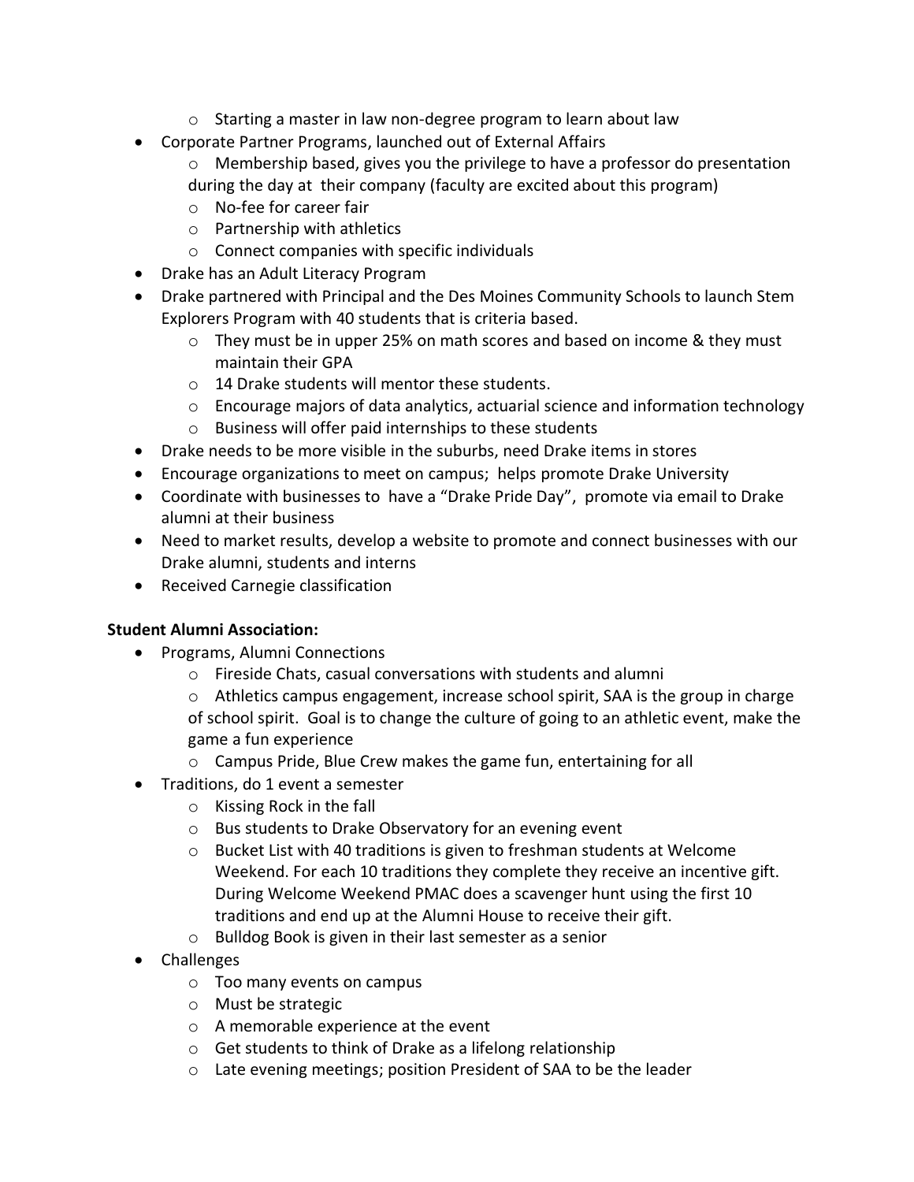- Starting a master in law non-degree program to learn about law
- Corporate Partner Programs, launched out of External Affairs
    - Membership based, gives you the privilege to have a professor do presentation during the day at their company (faculty are excited about this program)
    - No-fee for career fair
    - Partnership with athletics
    - Connect companies with specific individuals
- Drake has an Adult Literacy Program
- Drake partnered with Principal and the Des Moines Community Schools to launch Stem Explorers Program with 40 students that is criteria based.
    - They must be in upper 25% on math scores and based on income & they must maintain their GPA
    - 14 Drake students will mentor these students.
    - Encourage majors of data analytics, actuarial science and information technology
    - Business will offer paid internships to these students
- Drake needs to be more visible in the suburbs, need Drake items in stores
- Encourage organizations to meet on campus; helps promote Drake University
- Coordinate with businesses to have a "Drake Pride Day", promote via email to Drake alumni at their business
- Need to market results, develop a website to promote and connect businesses with our Drake alumni, students and interns
- Received Carnegie classification

**Student Alumni Association:**

- Programs, Alumni Connections
    - Fireside Chats, casual conversations with students and alumni
    - Athletics campus engagement, increase school spirit, SAA is the group in charge of school spirit. Goal is to change the culture of going to an athletic event, make the game a fun experience
    - Campus Pride, Blue Crew makes the game fun, entertaining for all
- Traditions, do 1 event a semester
    - Kissing Rock in the fall
    - Bus students to Drake Observatory for an evening event
    - Bucket List with 40 traditions is given to freshman students at Welcome Weekend. For each 10 traditions they complete they receive an incentive gift. During Welcome Weekend PMAC does a scavenger hunt using the first 10 traditions and end up at the Alumni House to receive their gift.
    - Bulldog Book is given in their last semester as a senior
- Challenges
    - Too many events on campus
    - Must be strategic
    - A memorable experience at the event
    - Get students to think of Drake as a lifelong relationship
    - Late evening meetings; position President of SAA to be the leader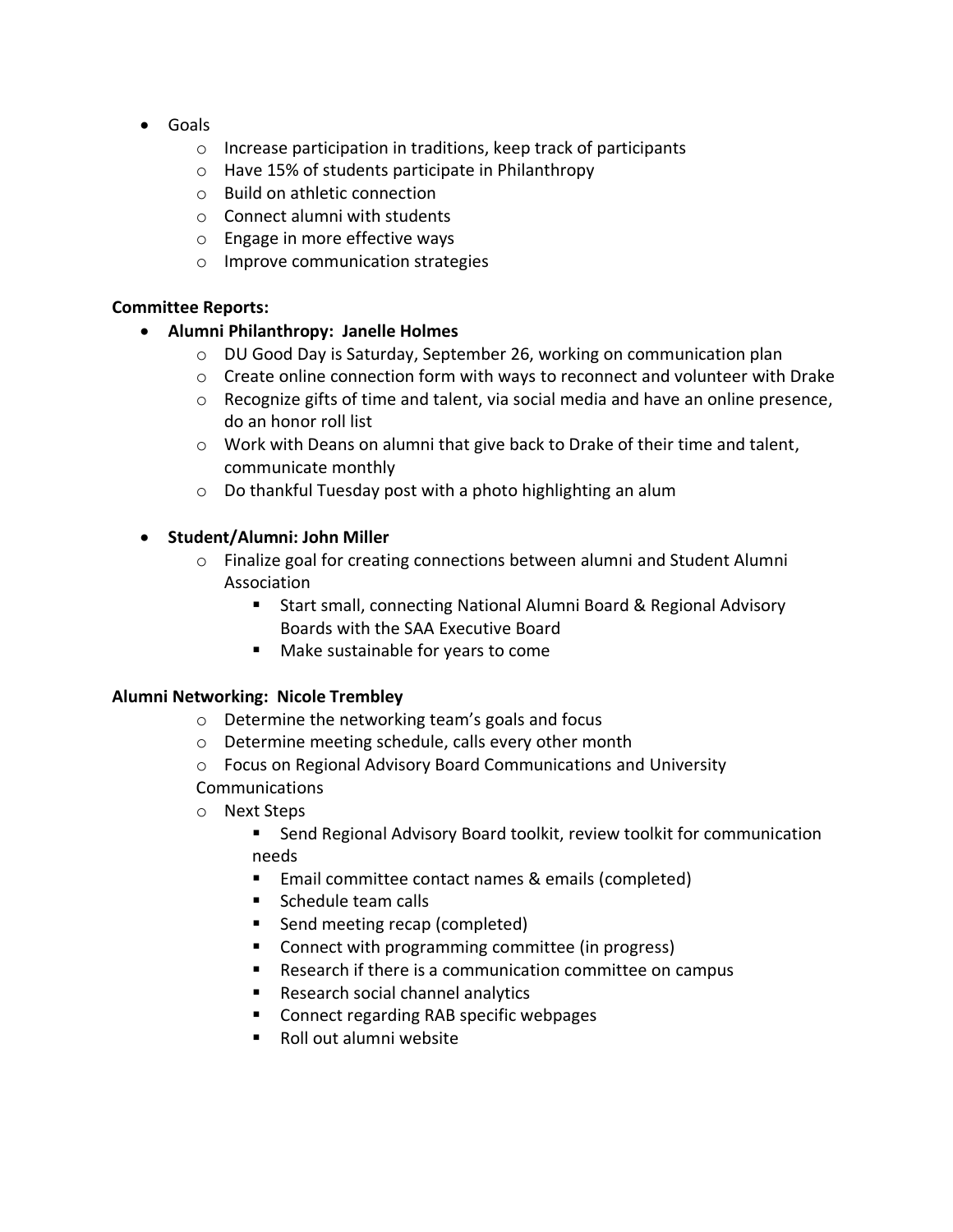- Goals
  - Increase participation in traditions, keep track of participants
  - Have 15% of students participate in Philanthropy
  - Build on athletic connection
  - Connect alumni with students
  - Engage in more effective ways
  - Improve communication strategies

**Committee Reports:**

- **Alumni Philanthropy: Janelle Holmes**
  - DU Good Day is Saturday, September 26, working on communication plan
  - Create online connection form with ways to reconnect and volunteer with Drake
  - Recognize gifts of time and talent, via social media and have an online presence, do an honor roll list
  - Work with Deans on alumni that give back to Drake of their time and talent, communicate monthly
  - Do thankful Tuesday post with a photo highlighting an alum

- **Student/Alumni: John Miller**
  - Finalize goal for creating connections between alumni and Student Alumni Association
    - Start small, connecting National Alumni Board & Regional Advisory Boards with the SAA Executive Board
    - Make sustainable for years to come

**Alumni Networking: Nicole Trembley**

- Determine the networking team's goals and focus
- Determine meeting schedule, calls every other month
- Focus on Regional Advisory Board Communications and University Communications
- Next Steps
  - Send Regional Advisory Board toolkit, review toolkit for communication needs
  - Email committee contact names & emails (completed)
  - Schedule team calls
  - Send meeting recap (completed)
  - Connect with programming committee (in progress)
  - Research if there is a communication committee on campus
  - Research social channel analytics
  - Connect regarding RAB specific webpages
  - Roll out alumni website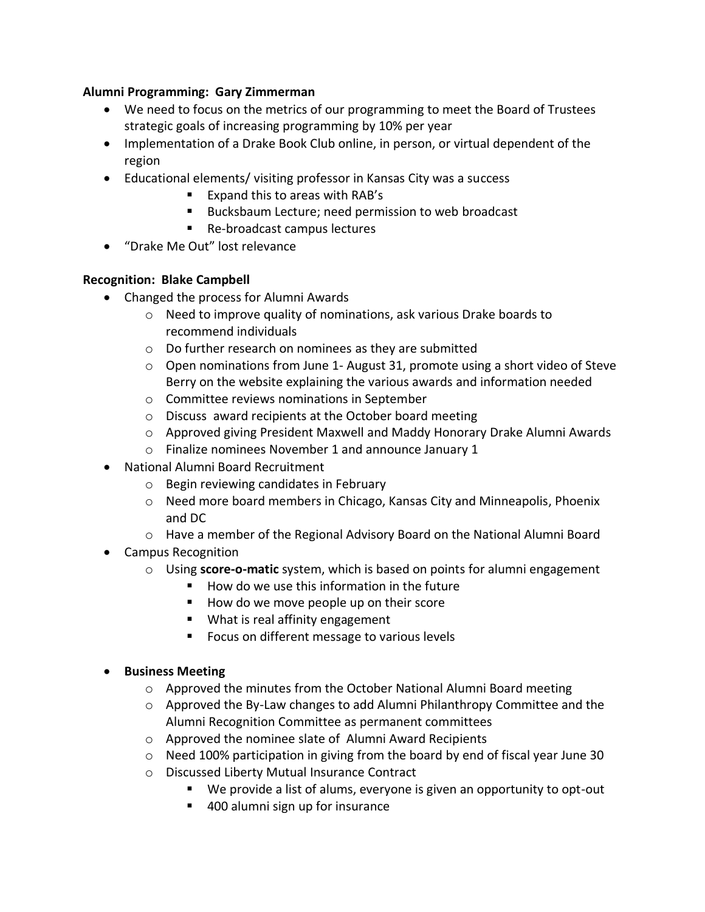**Alumni Programming: Gary Zimmerman**

- We need to focus on the metrics of our programming to meet the Board of Trustees strategic goals of increasing programming by 10% per year
- Implementation of a Drake Book Club online, in person, or virtual dependent of the region
- Educational elements/ visiting professor in Kansas City was a success
    - Expand this to areas with RAB's
    - Bucksbaum Lecture; need permission to web broadcast
    - Re-broadcast campus lectures
- "Drake Me Out" lost relevance

**Recognition: Blake Campbell**

- Changed the process for Alumni Awards
    - Need to improve quality of nominations, ask various Drake boards to recommend individuals
    - Do further research on nominees as they are submitted
    - Open nominations from June 1- August 31, promote using a short video of Steve Berry on the website explaining the various awards and information needed
    - Committee reviews nominations in September
    - Discuss award recipients at the October board meeting
    - Approved giving President Maxwell and Maddy Honorary Drake Alumni Awards
    - Finalize nominees November 1 and announce January 1
- National Alumni Board Recruitment
    - Begin reviewing candidates in February
    - Need more board members in Chicago, Kansas City and Minneapolis, Phoenix and DC
    - Have a member of the Regional Advisory Board on the National Alumni Board
- Campus Recognition
    - Using **score-o-matic** system, which is based on points for alumni engagement
        - How do we use this information in the future
        - How do we move people up on their score
        - What is real affinity engagement
        - Focus on different message to various levels

- **Business Meeting**
    - Approved the minutes from the October National Alumni Board meeting
    - Approved the By-Law changes to add Alumni Philanthropy Committee and the Alumni Recognition Committee as permanent committees
    - Approved the nominee slate of Alumni Award Recipients
    - Need 100% participation in giving from the board by end of fiscal year June 30
    - Discussed Liberty Mutual Insurance Contract
        - We provide a list of alums, everyone is given an opportunity to opt-out
        - 400 alumni sign up for insurance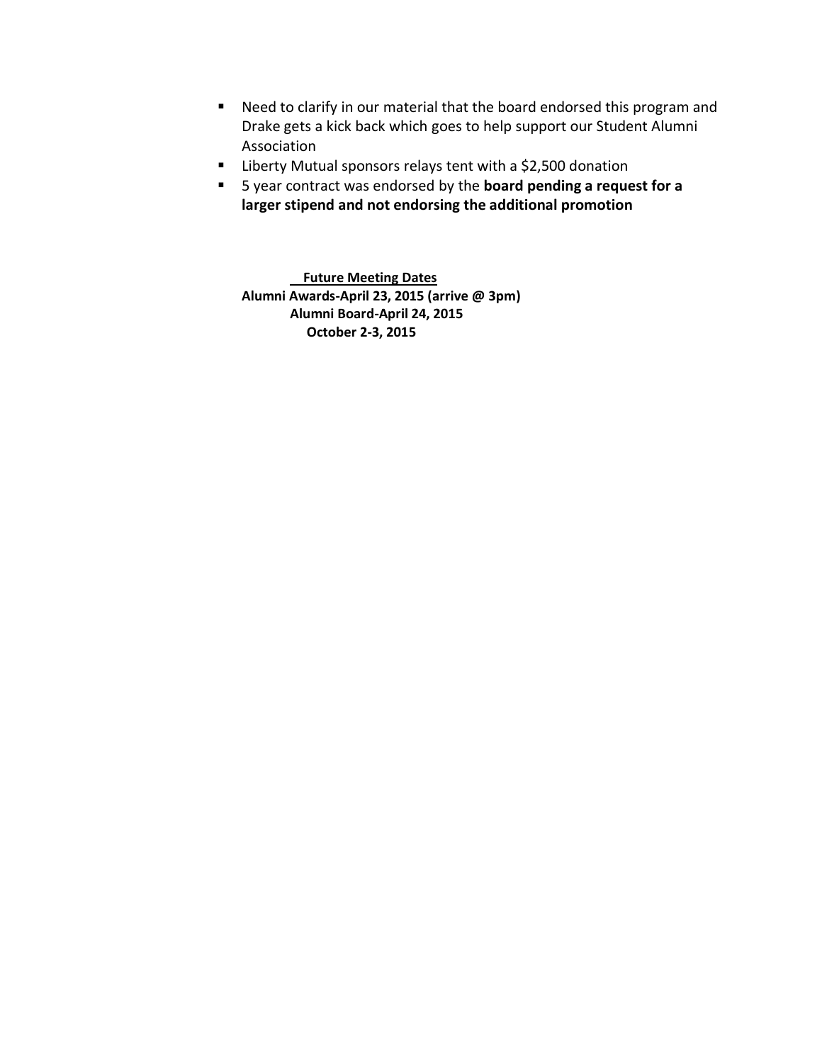- Need to clarify in our material that the board endorsed this program and Drake gets a kick back which goes to help support our Student Alumni Association
- Liberty Mutual sponsors relays tent with a $2,500 donation
- 5 year contract was endorsed by the **board pending a request for a larger stipend and not endorsing the additional promotion**

**<u>Future Meeting Dates</u>**

**Alumni Awards-April 23, 2015 (arrive @ 3pm)**

**Alumni Board-April 24, 2015**

**October 2-3, 2015**